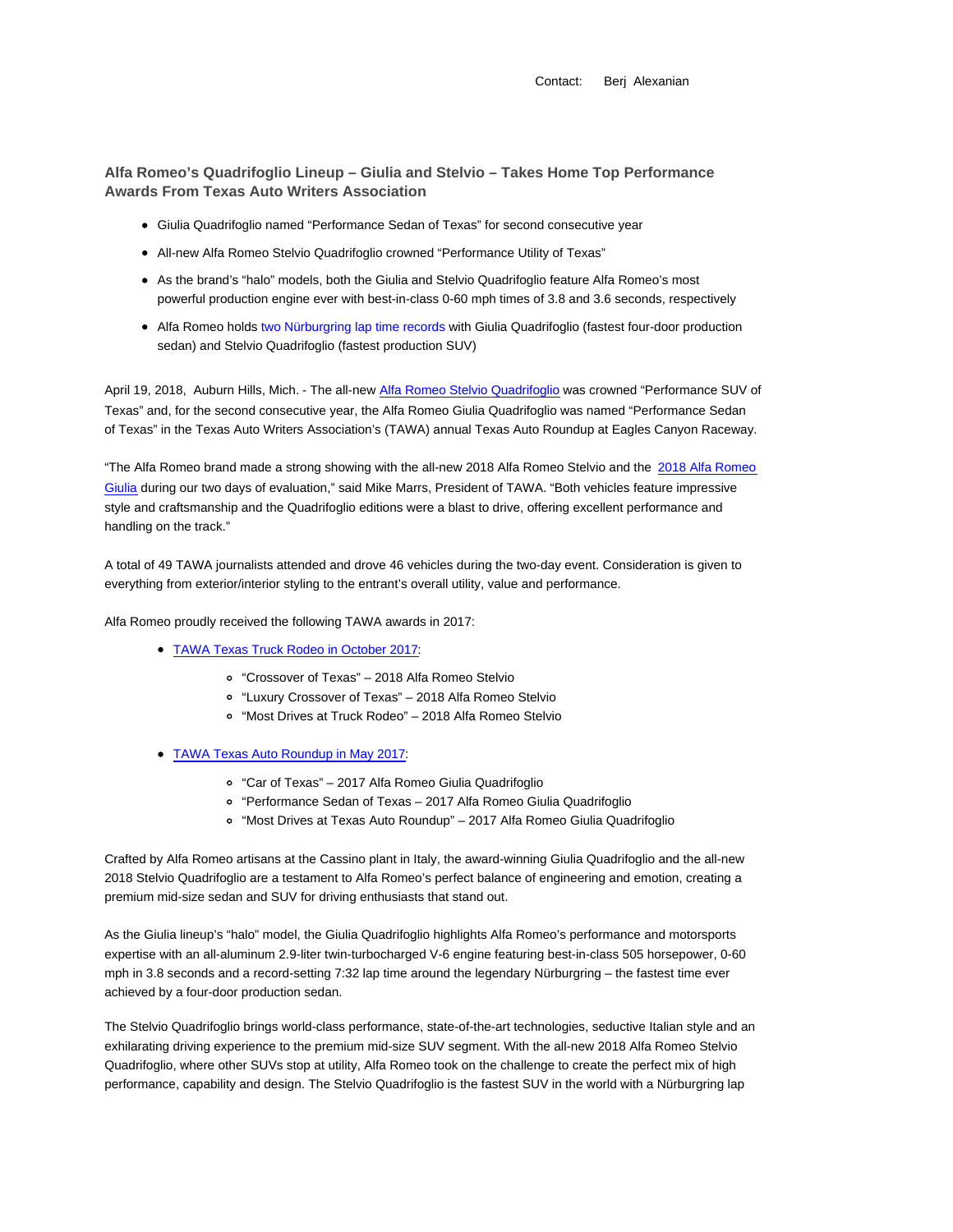Contact: Berj Alexanian

## Alfa Romeo's Quadrifoglio Lineup – Giulia and Stelvio – Takes Home Top Performance Awards From Texas Auto Writers Association

- Giulia Quadrifoglio named "Performance Sedan of Texas" for second consecutive year
- All-new Alfa Romeo Stelvio Quadrifoglio crowned "Performance Utility of Texas"
- As the brand's "halo" models, both the Giulia and Stelvio Quadrifoglio feature Alfa Romeo's most powerful production engine ever with best-in-class 0-60 mph times of 3.8 and 3.6 seconds, respectively
- Alfa Romeo holds two Nürburgring lap time records with Giulia Quadrifoglio (fastest four-door production sedan) and Stelvio Quadrifoglio (fastest production SUV)

April 19, 2018, Auburn Hills, Mich. - The all-new Alfa Romeo Stelvio Quadrifoglio was crowned "Performance SUV of Texas" and, for the second consecutive year, the Alfa Romeo Giulia Quadrifoglio was named "Performance Sedan of Texas" in the Texas Auto Writers Association's (TAWA) annual Texas Auto Roundup at Eagles Canyon Raceway.

"The Alfa Romeo brand made a strong showing with the all-new 2018 Alfa Romeo Stelvio and the 2018 Alfa Romeo Giulia during our two days of evaluation," said Mike Marrs, President of TAWA. "Both vehicles feature impressive style and craftsmanship and the Quadrifoglio editions were a blast to drive, offering excellent performance and handling on the track."

A total of 49 TAWA journalists attended and drove 46 vehicles during the two-day event. Consideration is given to everything from exterior/interior styling to the entrant's overall utility, value and performance.

Alfa Romeo proudly received the following TAWA awards in 2017:

- TAWA Texas Truck Rodeo in October 2017:
  - "Crossover of Texas" – 2018 Alfa Romeo Stelvio
  - "Luxury Crossover of Texas" – 2018 Alfa Romeo Stelvio
  - "Most Drives at Truck Rodeo" – 2018 Alfa Romeo Stelvio
- TAWA Texas Auto Roundup in May 2017:
  - "Car of Texas" – 2017 Alfa Romeo Giulia Quadrifoglio
  - "Performance Sedan of Texas – 2017 Alfa Romeo Giulia Quadrifoglio
  - "Most Drives at Texas Auto Roundup" – 2017 Alfa Romeo Giulia Quadrifoglio

Crafted by Alfa Romeo artisans at the Cassino plant in Italy, the award-winning Giulia Quadrifoglio and the all-new 2018 Stelvio Quadrifoglio are a testament to Alfa Romeo's perfect balance of engineering and emotion, creating a premium mid-size sedan and SUV for driving enthusiasts that stand out.

As the Giulia lineup's "halo" model, the Giulia Quadrifoglio highlights Alfa Romeo's performance and motorsports expertise with an all-aluminum 2.9-liter twin-turbocharged V-6 engine featuring best-in-class 505 horsepower, 0-60 mph in 3.8 seconds and a record-setting 7:32 lap time around the legendary Nürburgring – the fastest time ever achieved by a four-door production sedan.

The Stelvio Quadrifoglio brings world-class performance, state-of-the-art technologies, seductive Italian style and an exhilarating driving experience to the premium mid-size SUV segment. With the all-new 2018 Alfa Romeo Stelvio Quadrifoglio, where other SUVs stop at utility, Alfa Romeo took on the challenge to create the perfect mix of high performance, capability and design. The Stelvio Quadrifoglio is the fastest SUV in the world with a Nürburgring lap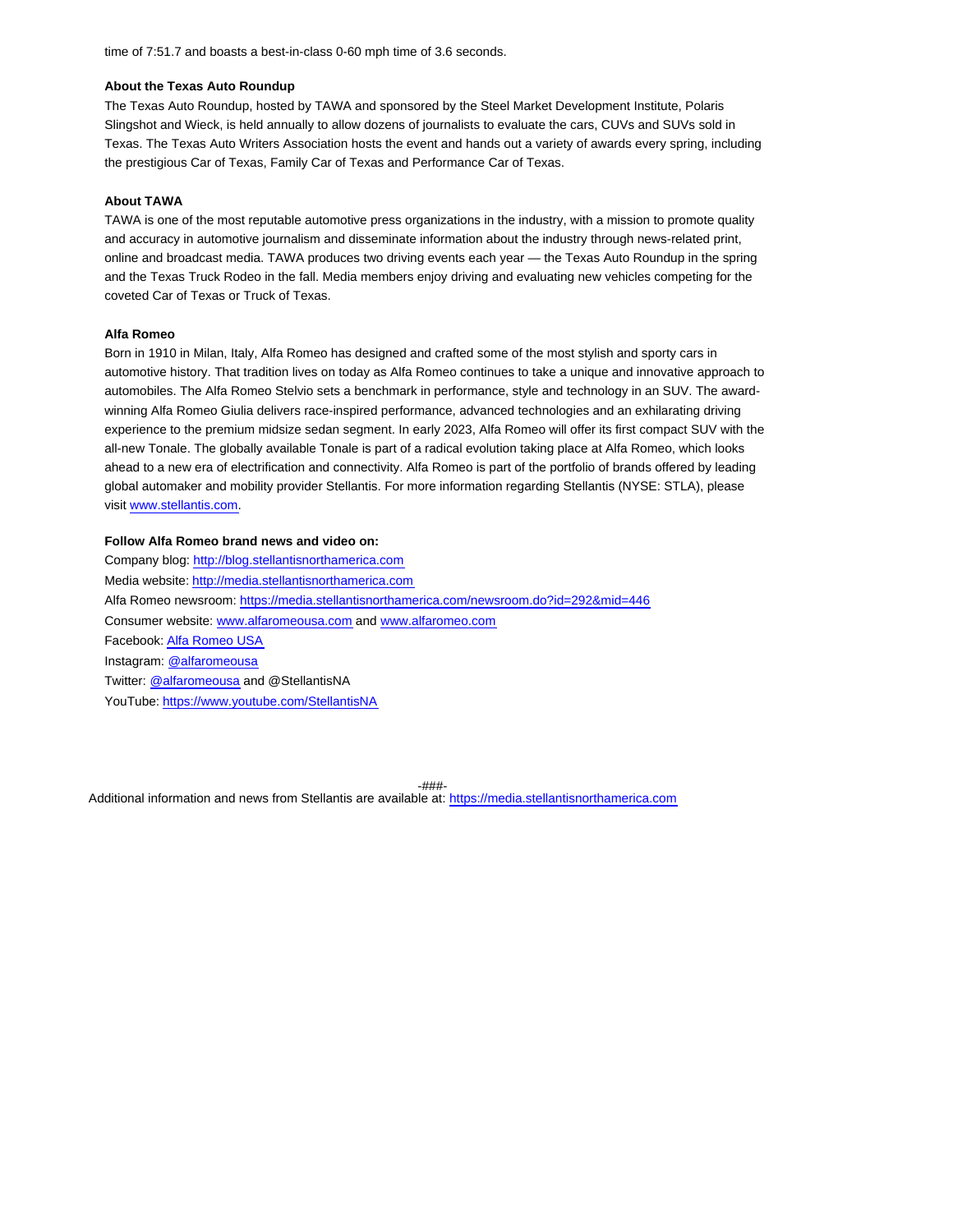time of 7:51.7 and boasts a best-in-class 0-60 mph time of 3.6 seconds.

**About the Texas Auto Roundup**

The Texas Auto Roundup, hosted by TAWA and sponsored by the Steel Market Development Institute, Polaris Slingshot and Wieck, is held annually to allow dozens of journalists to evaluate the cars, CUVs and SUVs sold in Texas. The Texas Auto Writers Association hosts the event and hands out a variety of awards every spring, including the prestigious Car of Texas, Family Car of Texas and Performance Car of Texas.

**About TAWA**

TAWA is one of the most reputable automotive press organizations in the industry, with a mission to promote quality and accuracy in automotive journalism and disseminate information about the industry through news-related print, online and broadcast media. TAWA produces two driving events each year — the Texas Auto Roundup in the spring and the Texas Truck Rodeo in the fall. Media members enjoy driving and evaluating new vehicles competing for the coveted Car of Texas or Truck of Texas.

**Alfa Romeo**

Born in 1910 in Milan, Italy, Alfa Romeo has designed and crafted some of the most stylish and sporty cars in automotive history. That tradition lives on today as Alfa Romeo continues to take a unique and innovative approach to automobiles. The Alfa Romeo Stelvio sets a benchmark in performance, style and technology in an SUV. The award-winning Alfa Romeo Giulia delivers race-inspired performance, advanced technologies and an exhilarating driving experience to the premium midsize sedan segment. In early 2023, Alfa Romeo will offer its first compact SUV with the all-new Tonale. The globally available Tonale is part of a radical evolution taking place at Alfa Romeo, which looks ahead to a new era of electrification and connectivity. Alfa Romeo is part of the portfolio of brands offered by leading global automaker and mobility provider Stellantis. For more information regarding Stellantis (NYSE: STLA), please visit www.stellantis.com.

**Follow Alfa Romeo brand news and video on:**

Company blog: http://blog.stellantisnorthamerica.com
Media website: http://media.stellantisnorthamerica.com
Alfa Romeo newsroom: https://media.stellantisnorthamerica.com/newsroom.do?id=292&mid=446
Consumer website: www.alfaromeousa.com and www.alfaromeo.com
Facebook: Alfa Romeo USA
Instagram: @alfaromeousa
Twitter: @alfaromeousa and @StellantisNA
YouTube: https://www.youtube.com/StellantisNA

-###-

Additional information and news from Stellantis are available at: https://media.stellantisnorthamerica.com